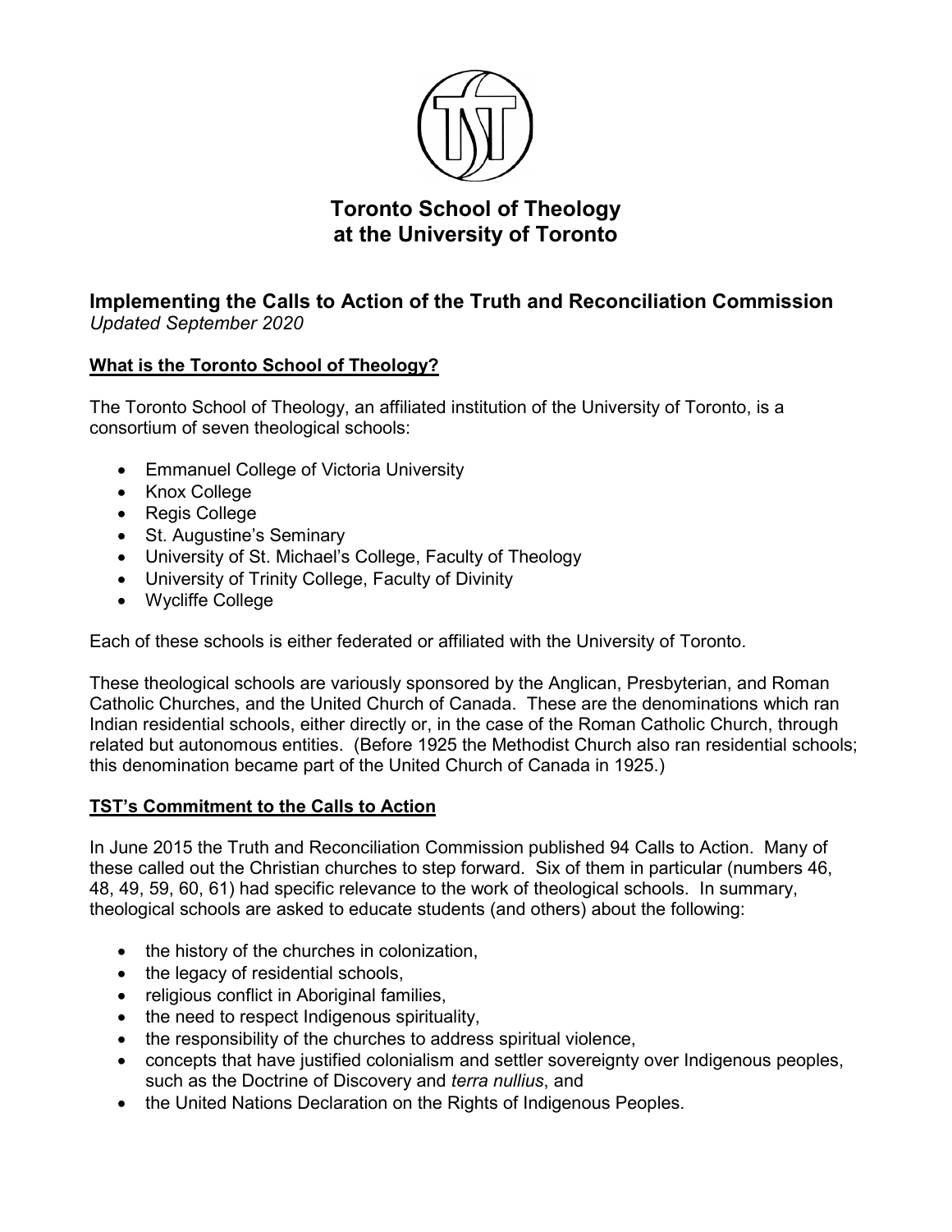# Toronto School of Theology at the University of Toronto

## Implementing the Calls to Action of the Truth and Reconciliation Commission

*Updated September 2020*

### What is the Toronto School of Theology?

The Toronto School of Theology, an affiliated institution of the University of Toronto, is a consortium of seven theological schools:

- Emmanuel College of Victoria University
- Knox College
- Regis College
- St. Augustine's Seminary
- University of St. Michael's College, Faculty of Theology
- University of Trinity College, Faculty of Divinity
- Wycliffe College

Each of these schools is either federated or affiliated with the University of Toronto.

These theological schools are variously sponsored by the Anglican, Presbyterian, and Roman Catholic Churches, and the United Church of Canada. These are the denominations which ran Indian residential schools, either directly or, in the case of the Roman Catholic Church, through related but autonomous entities. (Before 1925 the Methodist Church also ran residential schools; this denomination became part of the United Church of Canada in 1925.)

### TST's Commitment to the Calls to Action

In June 2015 the Truth and Reconciliation Commission published 94 Calls to Action. Many of these called out the Christian churches to step forward. Six of them in particular (numbers 46, 48, 49, 59, 60, 61) had specific relevance to the work of theological schools. In summary, theological schools are asked to educate students (and others) about the following:

- the history of the churches in colonization,
- the legacy of residential schools,
- religious conflict in Aboriginal families,
- the need to respect Indigenous spirituality,
- the responsibility of the churches to address spiritual violence,
- concepts that have justified colonialism and settler sovereignty over Indigenous peoples, such as the Doctrine of Discovery and *terra nullius*, and
- the United Nations Declaration on the Rights of Indigenous Peoples.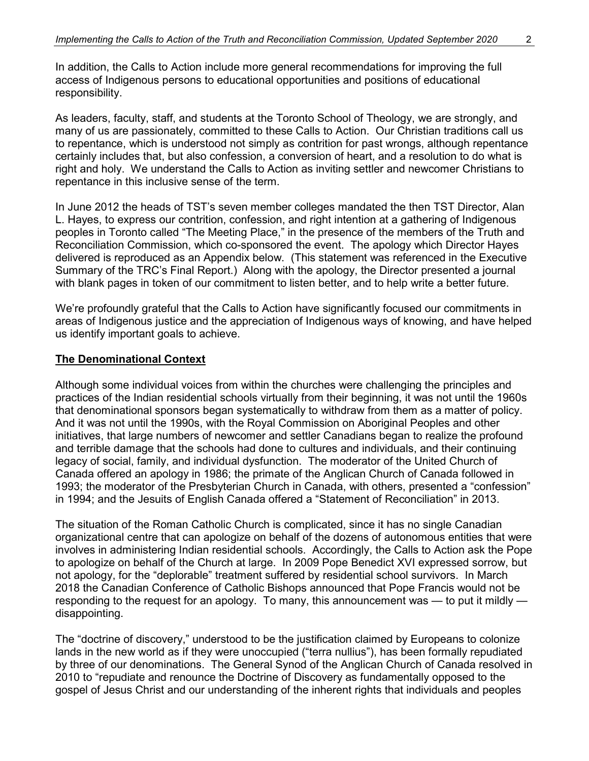In addition, the Calls to Action include more general recommendations for improving the full access of Indigenous persons to educational opportunities and positions of educational responsibility.

As leaders, faculty, staff, and students at the Toronto School of Theology, we are strongly, and many of us are passionately, committed to these Calls to Action. Our Christian traditions call us to repentance, which is understood not simply as contrition for past wrongs, although repentance certainly includes that, but also confession, a conversion of heart, and a resolution to do what is right and holy. We understand the Calls to Action as inviting settler and newcomer Christians to repentance in this inclusive sense of the term.

In June 2012 the heads of TST's seven member colleges mandated the then TST Director, Alan L. Hayes, to express our contrition, confession, and right intention at a gathering of Indigenous peoples in Toronto called "The Meeting Place," in the presence of the members of the Truth and Reconciliation Commission, which co-sponsored the event. The apology which Director Hayes delivered is reproduced as an Appendix below. (This statement was referenced in the Executive Summary of the TRC's Final Report.) Along with the apology, the Director presented a journal with blank pages in token of our commitment to listen better, and to help write a better future.

We're profoundly grateful that the Calls to Action have significantly focused our commitments in areas of Indigenous justice and the appreciation of Indigenous ways of knowing, and have helped us identify important goals to achieve.

## The Denominational Context

Although some individual voices from within the churches were challenging the principles and practices of the Indian residential schools virtually from their beginning, it was not until the 1960s that denominational sponsors began systematically to withdraw from them as a matter of policy. And it was not until the 1990s, with the Royal Commission on Aboriginal Peoples and other initiatives, that large numbers of newcomer and settler Canadians began to realize the profound and terrible damage that the schools had done to cultures and individuals, and their continuing legacy of social, family, and individual dysfunction. The moderator of the United Church of Canada offered an apology in 1986; the primate of the Anglican Church of Canada followed in 1993; the moderator of the Presbyterian Church in Canada, with others, presented a "confession" in 1994; and the Jesuits of English Canada offered a "Statement of Reconciliation" in 2013.

The situation of the Roman Catholic Church is complicated, since it has no single Canadian organizational centre that can apologize on behalf of the dozens of autonomous entities that were involves in administering Indian residential schools. Accordingly, the Calls to Action ask the Pope to apologize on behalf of the Church at large. In 2009 Pope Benedict XVI expressed sorrow, but not apology, for the "deplorable" treatment suffered by residential school survivors. In March 2018 the Canadian Conference of Catholic Bishops announced that Pope Francis would not be responding to the request for an apology. To many, this announcement was — to put it mildly — disappointing.

The "doctrine of discovery," understood to be the justification claimed by Europeans to colonize lands in the new world as if they were unoccupied ("terra nullius"), has been formally repudiated by three of our denominations. The General Synod of the Anglican Church of Canada resolved in 2010 to "repudiate and renounce the Doctrine of Discovery as fundamentally opposed to the gospel of Jesus Christ and our understanding of the inherent rights that individuals and peoples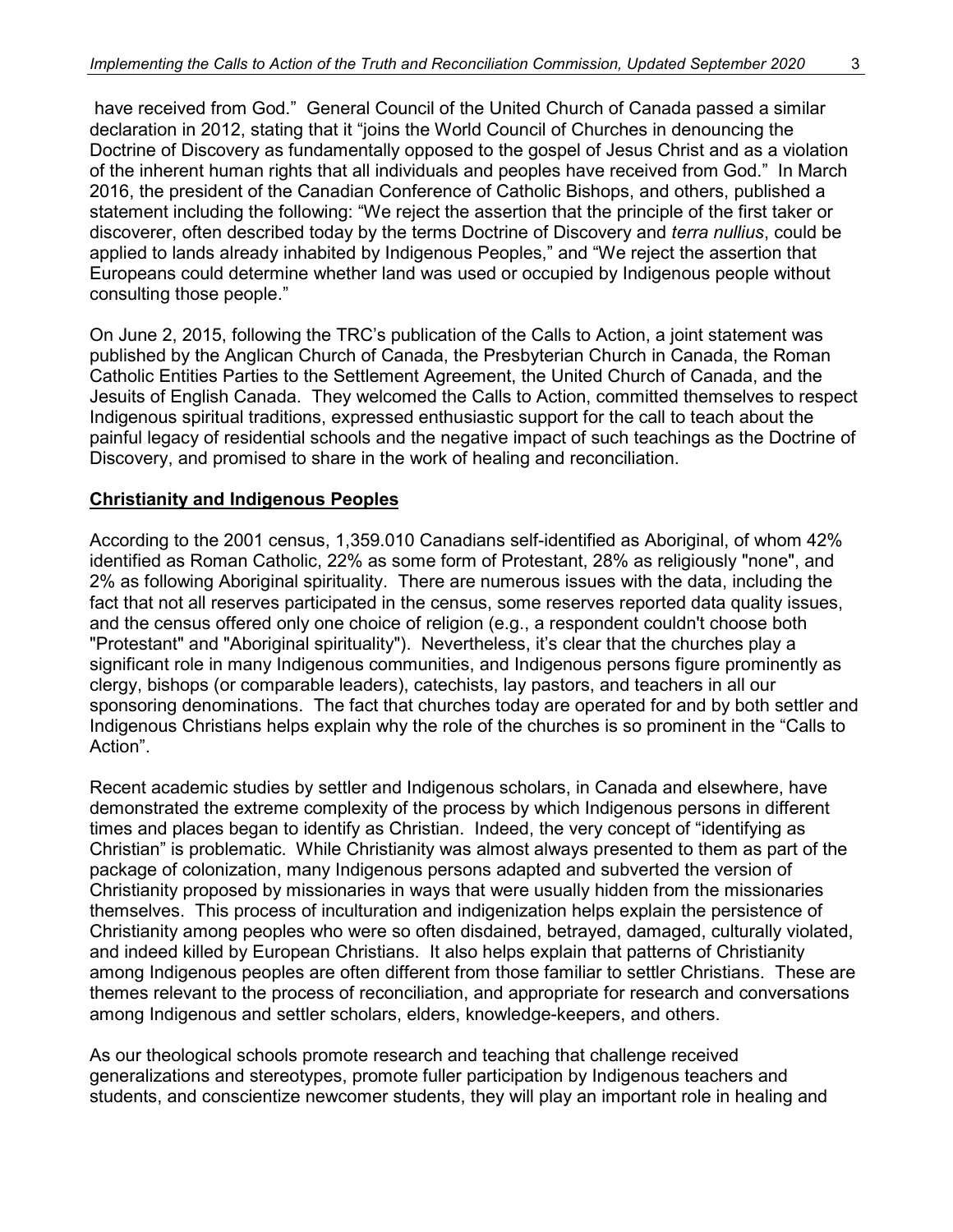have received from God." General Council of the United Church of Canada passed a similar declaration in 2012, stating that it "joins the World Council of Churches in denouncing the Doctrine of Discovery as fundamentally opposed to the gospel of Jesus Christ and as a violation of the inherent human rights that all individuals and peoples have received from God." In March 2016, the president of the Canadian Conference of Catholic Bishops, and others, published a statement including the following: "We reject the assertion that the principle of the first taker or discoverer, often described today by the terms Doctrine of Discovery and *terra nullius*, could be applied to lands already inhabited by Indigenous Peoples," and "We reject the assertion that Europeans could determine whether land was used or occupied by Indigenous people without consulting those people."

On June 2, 2015, following the TRC's publication of the Calls to Action, a joint statement was published by the Anglican Church of Canada, the Presbyterian Church in Canada, the Roman Catholic Entities Parties to the Settlement Agreement, the United Church of Canada, and the Jesuits of English Canada. They welcomed the Calls to Action, committed themselves to respect Indigenous spiritual traditions, expressed enthusiastic support for the call to teach about the painful legacy of residential schools and the negative impact of such teachings as the Doctrine of Discovery, and promised to share in the work of healing and reconciliation.

**Christianity and Indigenous Peoples**

According to the 2001 census, 1,359.010 Canadians self-identified as Aboriginal, of whom 42% identified as Roman Catholic, 22% as some form of Protestant, 28% as religiously "none", and 2% as following Aboriginal spirituality. There are numerous issues with the data, including the fact that not all reserves participated in the census, some reserves reported data quality issues, and the census offered only one choice of religion (e.g., a respondent couldn't choose both "Protestant" and "Aboriginal spirituality"). Nevertheless, it's clear that the churches play a significant role in many Indigenous communities, and Indigenous persons figure prominently as clergy, bishops (or comparable leaders), catechists, lay pastors, and teachers in all our sponsoring denominations. The fact that churches today are operated for and by both settler and Indigenous Christians helps explain why the role of the churches is so prominent in the "Calls to Action".

Recent academic studies by settler and Indigenous scholars, in Canada and elsewhere, have demonstrated the extreme complexity of the process by which Indigenous persons in different times and places began to identify as Christian. Indeed, the very concept of "identifying as Christian" is problematic. While Christianity was almost always presented to them as part of the package of colonization, many Indigenous persons adapted and subverted the version of Christianity proposed by missionaries in ways that were usually hidden from the missionaries themselves. This process of inculturation and indigenization helps explain the persistence of Christianity among peoples who were so often disdained, betrayed, damaged, culturally violated, and indeed killed by European Christians. It also helps explain that patterns of Christianity among Indigenous peoples are often different from those familiar to settler Christians. These are themes relevant to the process of reconciliation, and appropriate for research and conversations among Indigenous and settler scholars, elders, knowledge-keepers, and others.

As our theological schools promote research and teaching that challenge received generalizations and stereotypes, promote fuller participation by Indigenous teachers and students, and conscientize newcomer students, they will play an important role in healing and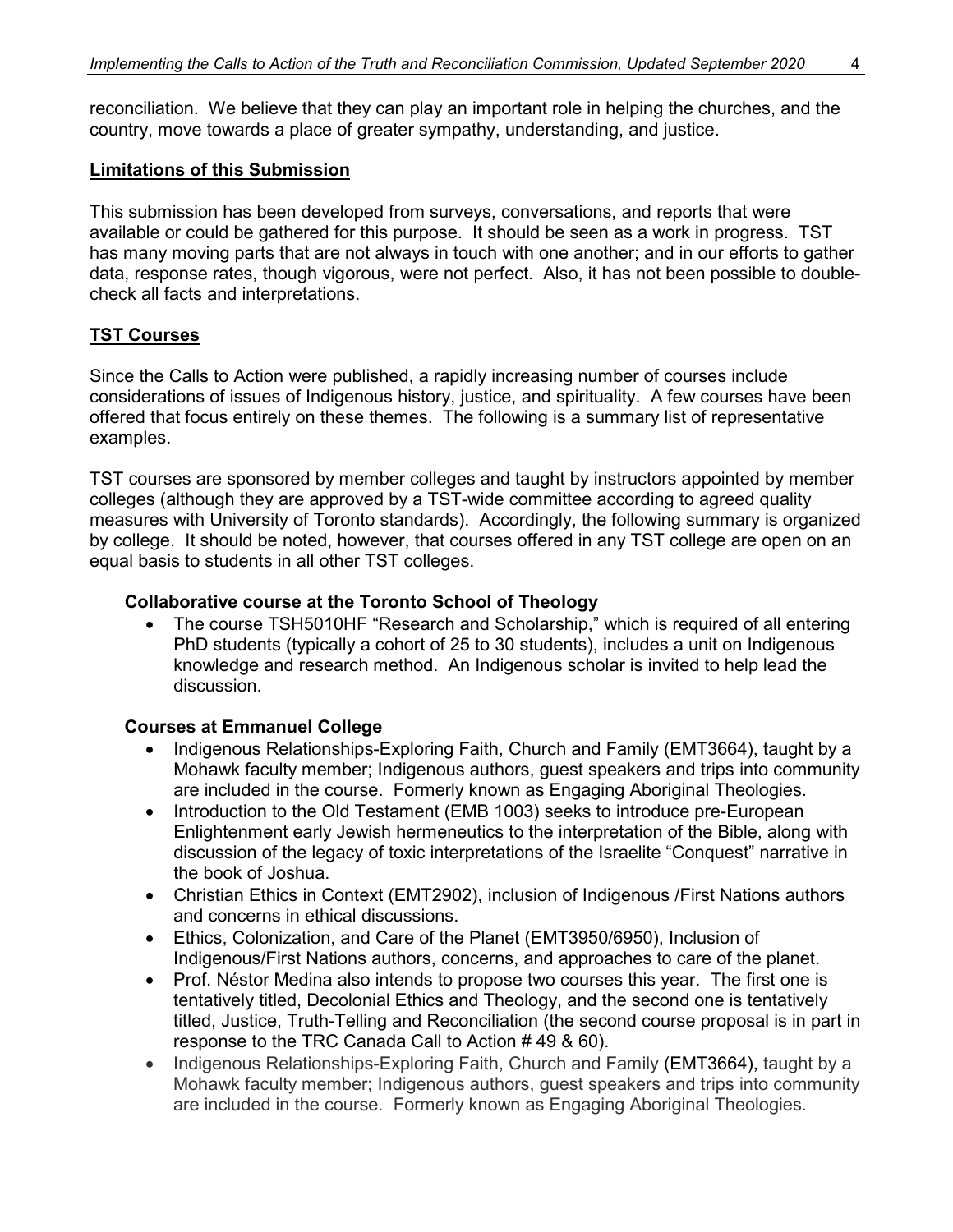reconciliation. We believe that they can play an important role in helping the churches, and the country, move towards a place of greater sympathy, understanding, and justice.

## Limitations of this Submission

This submission has been developed from surveys, conversations, and reports that were available or could be gathered for this purpose. It should be seen as a work in progress. TST has many moving parts that are not always in touch with one another; and in our efforts to gather data, response rates, though vigorous, were not perfect. Also, it has not been possible to double-check all facts and interpretations.

## TST Courses

Since the Calls to Action were published, a rapidly increasing number of courses include considerations of issues of Indigenous history, justice, and spirituality. A few courses have been offered that focus entirely on these themes. The following is a summary list of representative examples.

TST courses are sponsored by member colleges and taught by instructors appointed by member colleges (although they are approved by a TST-wide committee according to agreed quality measures with University of Toronto standards). Accordingly, the following summary is organized by college. It should be noted, however, that courses offered in any TST college are open on an equal basis to students in all other TST colleges.

### Collaborative course at the Toronto School of Theology

- The course TSH5010HF "Research and Scholarship," which is required of all entering PhD students (typically a cohort of 25 to 30 students), includes a unit on Indigenous knowledge and research method. An Indigenous scholar is invited to help lead the discussion.

### Courses at Emmanuel College

- Indigenous Relationships-Exploring Faith, Church and Family (EMT3664), taught by a Mohawk faculty member; Indigenous authors, guest speakers and trips into community are included in the course. Formerly known as Engaging Aboriginal Theologies.
- Introduction to the Old Testament (EMB 1003) seeks to introduce pre-European Enlightenment early Jewish hermeneutics to the interpretation of the Bible, along with discussion of the legacy of toxic interpretations of the Israelite "Conquest" narrative in the book of Joshua.
- Christian Ethics in Context (EMT2902), inclusion of Indigenous /First Nations authors and concerns in ethical discussions.
- Ethics, Colonization, and Care of the Planet (EMT3950/6950), Inclusion of Indigenous/First Nations authors, concerns, and approaches to care of the planet.
- Prof. Néstor Medina also intends to propose two courses this year. The first one is tentatively titled, Decolonial Ethics and Theology, and the second one is tentatively titled, Justice, Truth-Telling and Reconciliation (the second course proposal is in part in response to the TRC Canada Call to Action # 49 & 60).
- Indigenous Relationships-Exploring Faith, Church and Family (EMT3664), taught by a Mohawk faculty member; Indigenous authors, guest speakers and trips into community are included in the course. Formerly known as Engaging Aboriginal Theologies.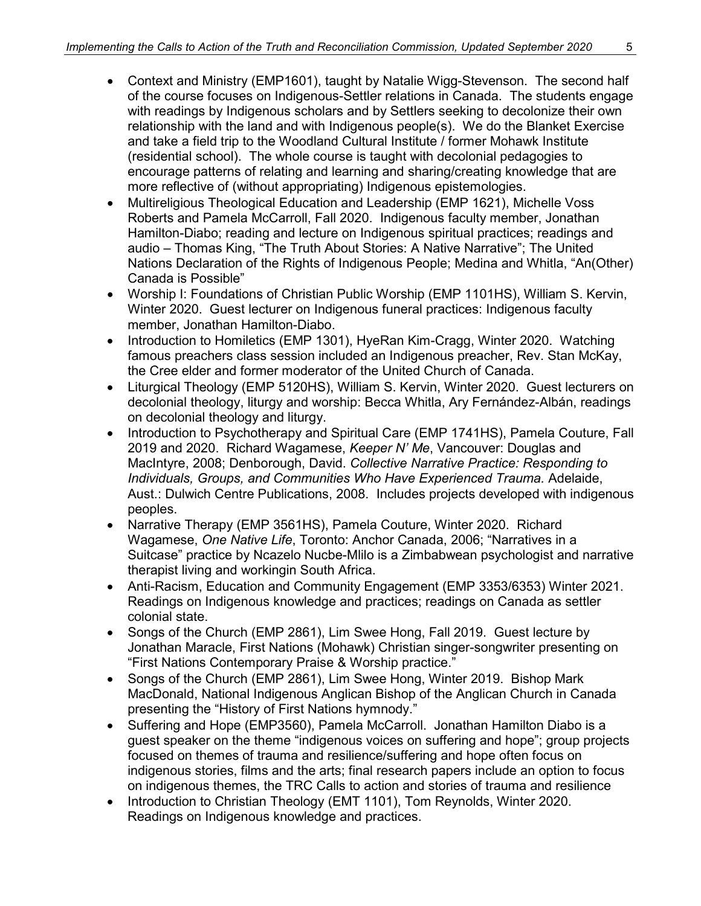- Context and Ministry (EMP1601), taught by Natalie Wigg-Stevenson. The second half of the course focuses on Indigenous-Settler relations in Canada. The students engage with readings by Indigenous scholars and by Settlers seeking to decolonize their own relationship with the land and with Indigenous people(s). We do the Blanket Exercise and take a field trip to the Woodland Cultural Institute / former Mohawk Institute (residential school). The whole course is taught with decolonial pedagogies to encourage patterns of relating and learning and sharing/creating knowledge that are more reflective of (without appropriating) Indigenous epistemologies.
- Multireligious Theological Education and Leadership (EMP 1621), Michelle Voss Roberts and Pamela McCarroll, Fall 2020. Indigenous faculty member, Jonathan Hamilton-Diabo; reading and lecture on Indigenous spiritual practices; readings and audio – Thomas King, "The Truth About Stories: A Native Narrative"; The United Nations Declaration of the Rights of Indigenous People; Medina and Whitla, "An(Other) Canada is Possible"
- Worship I: Foundations of Christian Public Worship (EMP 1101HS), William S. Kervin, Winter 2020. Guest lecturer on Indigenous funeral practices: Indigenous faculty member, Jonathan Hamilton-Diabo.
- Introduction to Homiletics (EMP 1301), HyeRan Kim-Cragg, Winter 2020. Watching famous preachers class session included an Indigenous preacher, Rev. Stan McKay, the Cree elder and former moderator of the United Church of Canada.
- Liturgical Theology (EMP 5120HS), William S. Kervin, Winter 2020. Guest lecturers on decolonial theology, liturgy and worship: Becca Whitla, Ary Fernández-Albán, readings on decolonial theology and liturgy.
- Introduction to Psychotherapy and Spiritual Care (EMP 1741HS), Pamela Couture, Fall 2019 and 2020. Richard Wagamese, *Keeper N' Me*, Vancouver: Douglas and MacIntyre, 2008; Denborough, David. *Collective Narrative Practice: Responding to Individuals, Groups, and Communities Who Have Experienced Trauma.* Adelaide, Aust.: Dulwich Centre Publications, 2008. Includes projects developed with indigenous peoples.
- Narrative Therapy (EMP 3561HS), Pamela Couture, Winter 2020. Richard Wagamese, *One Native Life*, Toronto: Anchor Canada, 2006; "Narratives in a Suitcase" practice by Ncazelo Nucbe-Mlilo is a Zimbabwean psychologist and narrative therapist living and workingin South Africa.
- Anti-Racism, Education and Community Engagement (EMP 3353/6353) Winter 2021. Readings on Indigenous knowledge and practices; readings on Canada as settler colonial state.
- Songs of the Church (EMP 2861), Lim Swee Hong, Fall 2019. Guest lecture by Jonathan Maracle, First Nations (Mohawk) Christian singer-songwriter presenting on "First Nations Contemporary Praise & Worship practice."
- Songs of the Church (EMP 2861), Lim Swee Hong, Winter 2019. Bishop Mark MacDonald, National Indigenous Anglican Bishop of the Anglican Church in Canada presenting the "History of First Nations hymnody."
- Suffering and Hope (EMP3560), Pamela McCarroll. Jonathan Hamilton Diabo is a guest speaker on the theme "indigenous voices on suffering and hope"; group projects focused on themes of trauma and resilience/suffering and hope often focus on indigenous stories, films and the arts; final research papers include an option to focus on indigenous themes, the TRC Calls to action and stories of trauma and resilience
- Introduction to Christian Theology (EMT 1101), Tom Reynolds, Winter 2020. Readings on Indigenous knowledge and practices.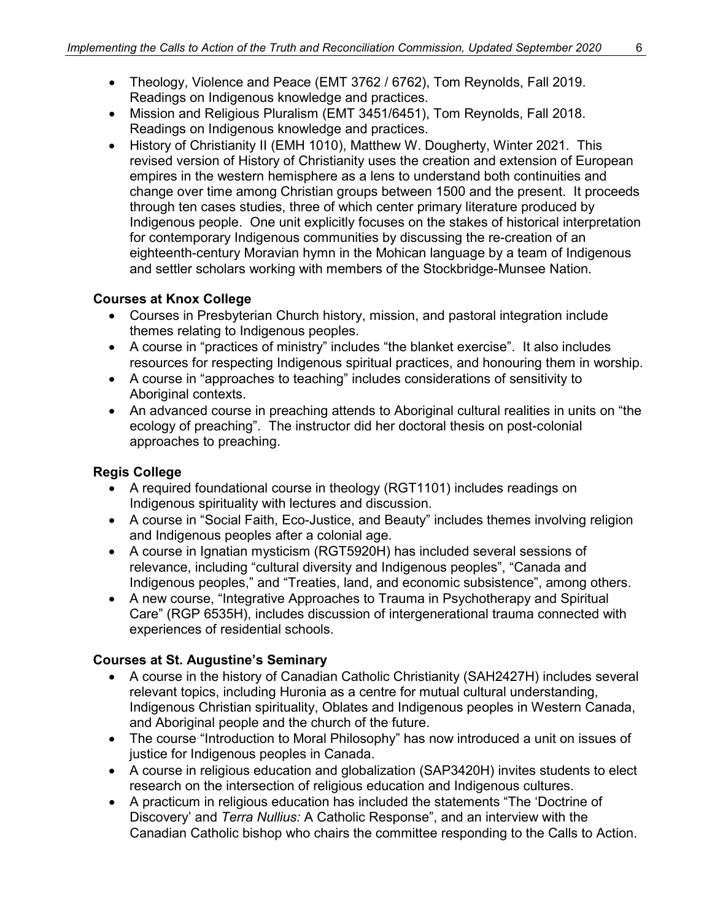- Theology, Violence and Peace (EMT 3762 / 6762), Tom Reynolds, Fall 2019. Readings on Indigenous knowledge and practices.
- Mission and Religious Pluralism (EMT 3451/6451), Tom Reynolds, Fall 2018. Readings on Indigenous knowledge and practices.
- History of Christianity II (EMH 1010), Matthew W. Dougherty, Winter 2021. This revised version of History of Christianity uses the creation and extension of European empires in the western hemisphere as a lens to understand both continuities and change over time among Christian groups between 1500 and the present. It proceeds through ten cases studies, three of which center primary literature produced by Indigenous people. One unit explicitly focuses on the stakes of historical interpretation for contemporary Indigenous communities by discussing the re-creation of an eighteenth-century Moravian hymn in the Mohican language by a team of Indigenous and settler scholars working with members of the Stockbridge-Munsee Nation.

**Courses at Knox College**

- Courses in Presbyterian Church history, mission, and pastoral integration include themes relating to Indigenous peoples.
- A course in "practices of ministry" includes "the blanket exercise". It also includes resources for respecting Indigenous spiritual practices, and honouring them in worship.
- A course in "approaches to teaching" includes considerations of sensitivity to Aboriginal contexts.
- An advanced course in preaching attends to Aboriginal cultural realities in units on "the ecology of preaching". The instructor did her doctoral thesis on post-colonial approaches to preaching.

**Regis College**

- A required foundational course in theology (RGT1101) includes readings on Indigenous spirituality with lectures and discussion.
- A course in "Social Faith, Eco-Justice, and Beauty" includes themes involving religion and Indigenous peoples after a colonial age.
- A course in Ignatian mysticism (RGT5920H) has included several sessions of relevance, including "cultural diversity and Indigenous peoples", "Canada and Indigenous peoples," and "Treaties, land, and economic subsistence", among others.
- A new course, "Integrative Approaches to Trauma in Psychotherapy and Spiritual Care" (RGP 6535H), includes discussion of intergenerational trauma connected with experiences of residential schools.

**Courses at St. Augustine's Seminary**

- A course in the history of Canadian Catholic Christianity (SAH2427H) includes several relevant topics, including Huronia as a centre for mutual cultural understanding, Indigenous Christian spirituality, Oblates and Indigenous peoples in Western Canada, and Aboriginal people and the church of the future.
- The course "Introduction to Moral Philosophy" has now introduced a unit on issues of justice for Indigenous peoples in Canada.
- A course in religious education and globalization (SAP3420H) invites students to elect research on the intersection of religious education and Indigenous cultures.
- A practicum in religious education has included the statements "The 'Doctrine of Discovery' and *Terra Nullius:* A Catholic Response", and an interview with the Canadian Catholic bishop who chairs the committee responding to the Calls to Action.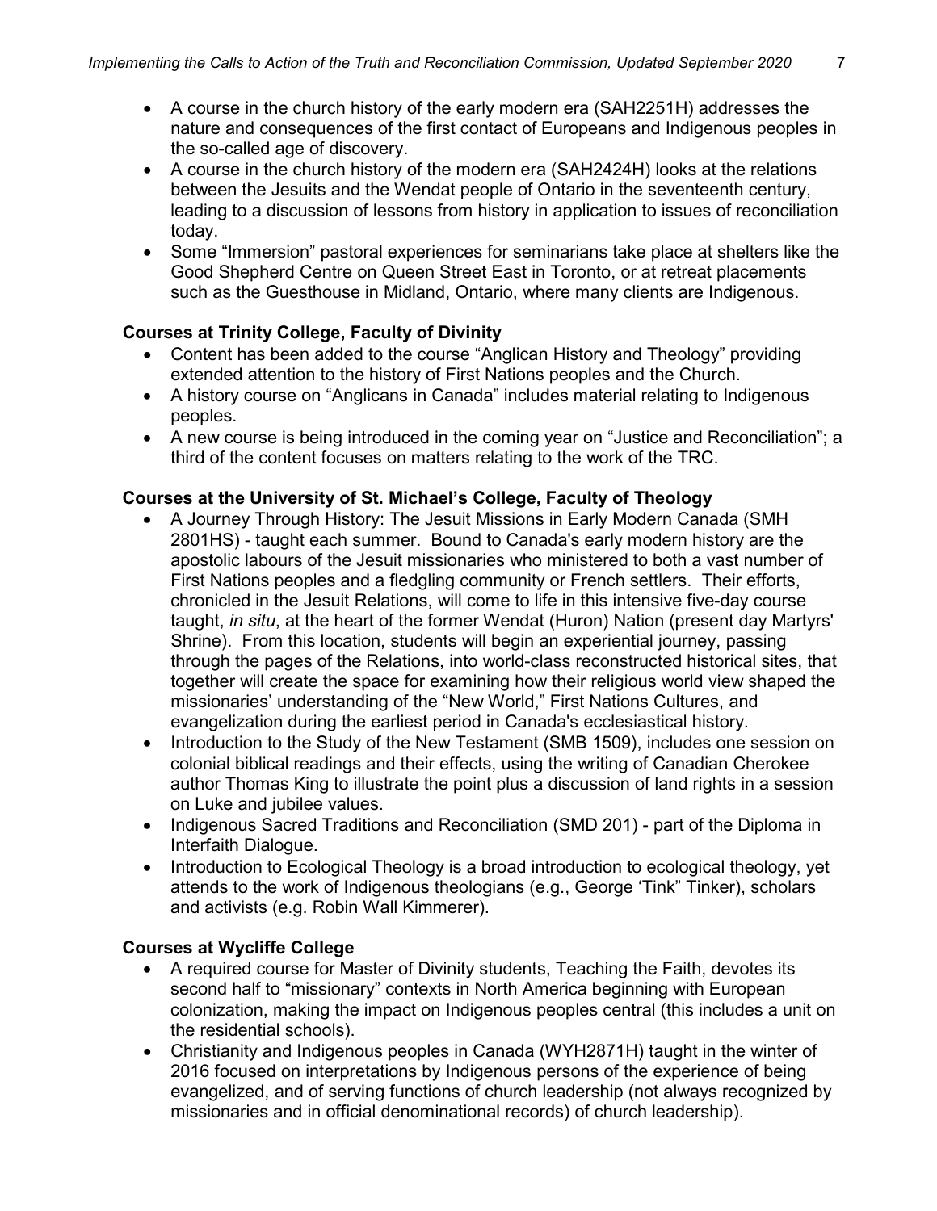- A course in the church history of the early modern era (SAH2251H) addresses the nature and consequences of the first contact of Europeans and Indigenous peoples in the so-called age of discovery.
- A course in the church history of the modern era (SAH2424H) looks at the relations between the Jesuits and the Wendat people of Ontario in the seventeenth century, leading to a discussion of lessons from history in application to issues of reconciliation today.
- Some "Immersion" pastoral experiences for seminarians take place at shelters like the Good Shepherd Centre on Queen Street East in Toronto, or at retreat placements such as the Guesthouse in Midland, Ontario, where many clients are Indigenous.

**Courses at Trinity College, Faculty of Divinity**

- Content has been added to the course "Anglican History and Theology" providing extended attention to the history of First Nations peoples and the Church.
- A history course on "Anglicans in Canada" includes material relating to Indigenous peoples.
- A new course is being introduced in the coming year on "Justice and Reconciliation"; a third of the content focuses on matters relating to the work of the TRC.

**Courses at the University of St. Michael's College, Faculty of Theology**

- A Journey Through History: The Jesuit Missions in Early Modern Canada (SMH 2801HS) - taught each summer. Bound to Canada's early modern history are the apostolic labours of the Jesuit missionaries who ministered to both a vast number of First Nations peoples and a fledgling community or French settlers. Their efforts, chronicled in the Jesuit Relations, will come to life in this intensive five-day course taught, *in situ*, at the heart of the former Wendat (Huron) Nation (present day Martyrs' Shrine). From this location, students will begin an experiential journey, passing through the pages of the Relations, into world-class reconstructed historical sites, that together will create the space for examining how their religious world view shaped the missionaries' understanding of the "New World," First Nations Cultures, and evangelization during the earliest period in Canada's ecclesiastical history.
- Introduction to the Study of the New Testament (SMB 1509), includes one session on colonial biblical readings and their effects, using the writing of Canadian Cherokee author Thomas King to illustrate the point plus a discussion of land rights in a session on Luke and jubilee values.
- Indigenous Sacred Traditions and Reconciliation (SMD 201) - part of the Diploma in Interfaith Dialogue.
- Introduction to Ecological Theology is a broad introduction to ecological theology, yet attends to the work of Indigenous theologians (e.g., George 'Tink" Tinker), scholars and activists (e.g. Robin Wall Kimmerer).

**Courses at Wycliffe College**

- A required course for Master of Divinity students, Teaching the Faith, devotes its second half to "missionary" contexts in North America beginning with European colonization, making the impact on Indigenous peoples central (this includes a unit on the residential schools).
- Christianity and Indigenous peoples in Canada (WYH2871H) taught in the winter of 2016 focused on interpretations by Indigenous persons of the experience of being evangelized, and of serving functions of church leadership (not always recognized by missionaries and in official denominational records) of church leadership).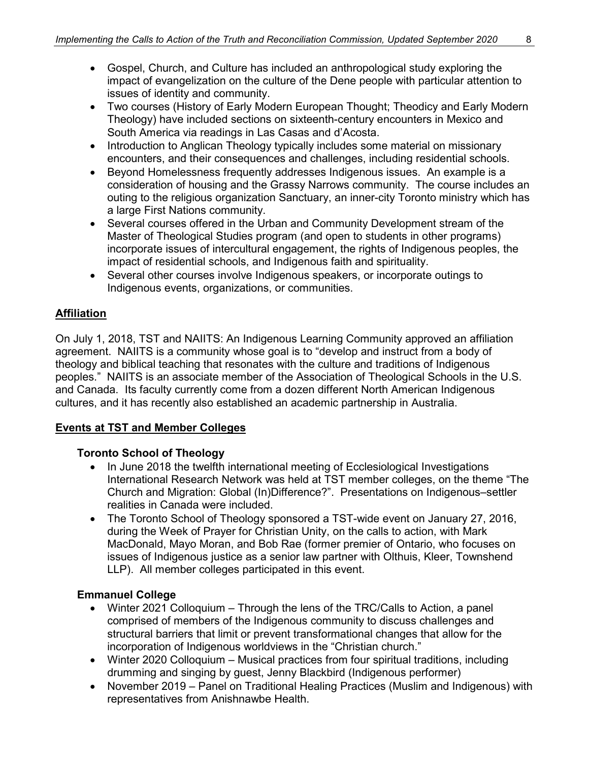- Gospel, Church, and Culture has included an anthropological study exploring the impact of evangelization on the culture of the Dene people with particular attention to issues of identity and community.
- Two courses (History of Early Modern European Thought; Theodicy and Early Modern Theology) have included sections on sixteenth-century encounters in Mexico and South America via readings in Las Casas and d'Acosta.
- Introduction to Anglican Theology typically includes some material on missionary encounters, and their consequences and challenges, including residential schools.
- Beyond Homelessness frequently addresses Indigenous issues. An example is a consideration of housing and the Grassy Narrows community. The course includes an outing to the religious organization Sanctuary, an inner-city Toronto ministry which has a large First Nations community.
- Several courses offered in the Urban and Community Development stream of the Master of Theological Studies program (and open to students in other programs) incorporate issues of intercultural engagement, the rights of Indigenous peoples, the impact of residential schools, and Indigenous faith and spirituality.
- Several other courses involve Indigenous speakers, or incorporate outings to Indigenous events, organizations, or communities.

## Affiliation

On July 1, 2018, TST and NAIITS: An Indigenous Learning Community approved an affiliation agreement. NAIITS is a community whose goal is to "develop and instruct from a body of theology and biblical teaching that resonates with the culture and traditions of Indigenous peoples." NAIITS is an associate member of the Association of Theological Schools in the U.S. and Canada. Its faculty currently come from a dozen different North American Indigenous cultures, and it has recently also established an academic partnership in Australia.

## Events at TST and Member Colleges

### Toronto School of Theology

- In June 2018 the twelfth international meeting of Ecclesiological Investigations International Research Network was held at TST member colleges, on the theme "The Church and Migration: Global (In)Difference?". Presentations on Indigenous–settler realities in Canada were included.
- The Toronto School of Theology sponsored a TST-wide event on January 27, 2016, during the Week of Prayer for Christian Unity, on the calls to action, with Mark MacDonald, Mayo Moran, and Bob Rae (former premier of Ontario, who focuses on issues of Indigenous justice as a senior law partner with Olthuis, Kleer, Townshend LLP). All member colleges participated in this event.

### Emmanuel College

- Winter 2021 Colloquium – Through the lens of the TRC/Calls to Action, a panel comprised of members of the Indigenous community to discuss challenges and structural barriers that limit or prevent transformational changes that allow for the incorporation of Indigenous worldviews in the "Christian church."
- Winter 2020 Colloquium – Musical practices from four spiritual traditions, including drumming and singing by guest, Jenny Blackbird (Indigenous performer)
- November 2019 – Panel on Traditional Healing Practices (Muslim and Indigenous) with representatives from Anishnawbe Health.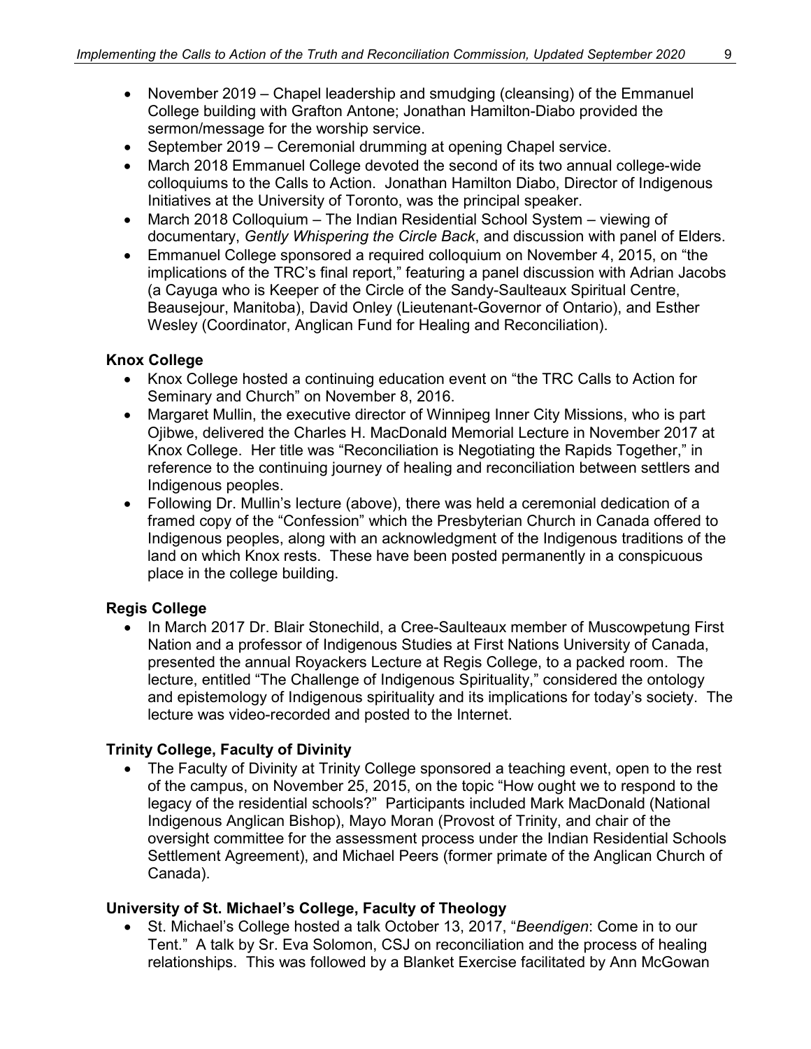- November 2019 – Chapel leadership and smudging (cleansing) of the Emmanuel College building with Grafton Antone; Jonathan Hamilton-Diabo provided the sermon/message for the worship service.
- September 2019 – Ceremonial drumming at opening Chapel service.
- March 2018 Emmanuel College devoted the second of its two annual college-wide colloquiums to the Calls to Action. Jonathan Hamilton Diabo, Director of Indigenous Initiatives at the University of Toronto, was the principal speaker.
- March 2018 Colloquium – The Indian Residential School System – viewing of documentary, *Gently Whispering the Circle Back*, and discussion with panel of Elders.
- Emmanuel College sponsored a required colloquium on November 4, 2015, on "the implications of the TRC's final report," featuring a panel discussion with Adrian Jacobs (a Cayuga who is Keeper of the Circle of the Sandy-Saulteaux Spiritual Centre, Beausejour, Manitoba), David Onley (Lieutenant-Governor of Ontario), and Esther Wesley (Coordinator, Anglican Fund for Healing and Reconciliation).

**Knox College**

- Knox College hosted a continuing education event on "the TRC Calls to Action for Seminary and Church" on November 8, 2016.
- Margaret Mullin, the executive director of Winnipeg Inner City Missions, who is part Ojibwe, delivered the Charles H. MacDonald Memorial Lecture in November 2017 at Knox College. Her title was "Reconciliation is Negotiating the Rapids Together," in reference to the continuing journey of healing and reconciliation between settlers and Indigenous peoples.
- Following Dr. Mullin's lecture (above), there was held a ceremonial dedication of a framed copy of the "Confession" which the Presbyterian Church in Canada offered to Indigenous peoples, along with an acknowledgment of the Indigenous traditions of the land on which Knox rests. These have been posted permanently in a conspicuous place in the college building.

**Regis College**

- In March 2017 Dr. Blair Stonechild, a Cree-Saulteaux member of Muscowpetung First Nation and a professor of Indigenous Studies at First Nations University of Canada, presented the annual Royackers Lecture at Regis College, to a packed room. The lecture, entitled "The Challenge of Indigenous Spirituality," considered the ontology and epistemology of Indigenous spirituality and its implications for today's society. The lecture was video-recorded and posted to the Internet.

**Trinity College, Faculty of Divinity**

- The Faculty of Divinity at Trinity College sponsored a teaching event, open to the rest of the campus, on November 25, 2015, on the topic "How ought we to respond to the legacy of the residential schools?" Participants included Mark MacDonald (National Indigenous Anglican Bishop), Mayo Moran (Provost of Trinity, and chair of the oversight committee for the assessment process under the Indian Residential Schools Settlement Agreement), and Michael Peers (former primate of the Anglican Church of Canada).

**University of St. Michael's College, Faculty of Theology**

- St. Michael's College hosted a talk October 13, 2017, "*Beendigen*: Come in to our Tent." A talk by Sr. Eva Solomon, CSJ on reconciliation and the process of healing relationships. This was followed by a Blanket Exercise facilitated by Ann McGowan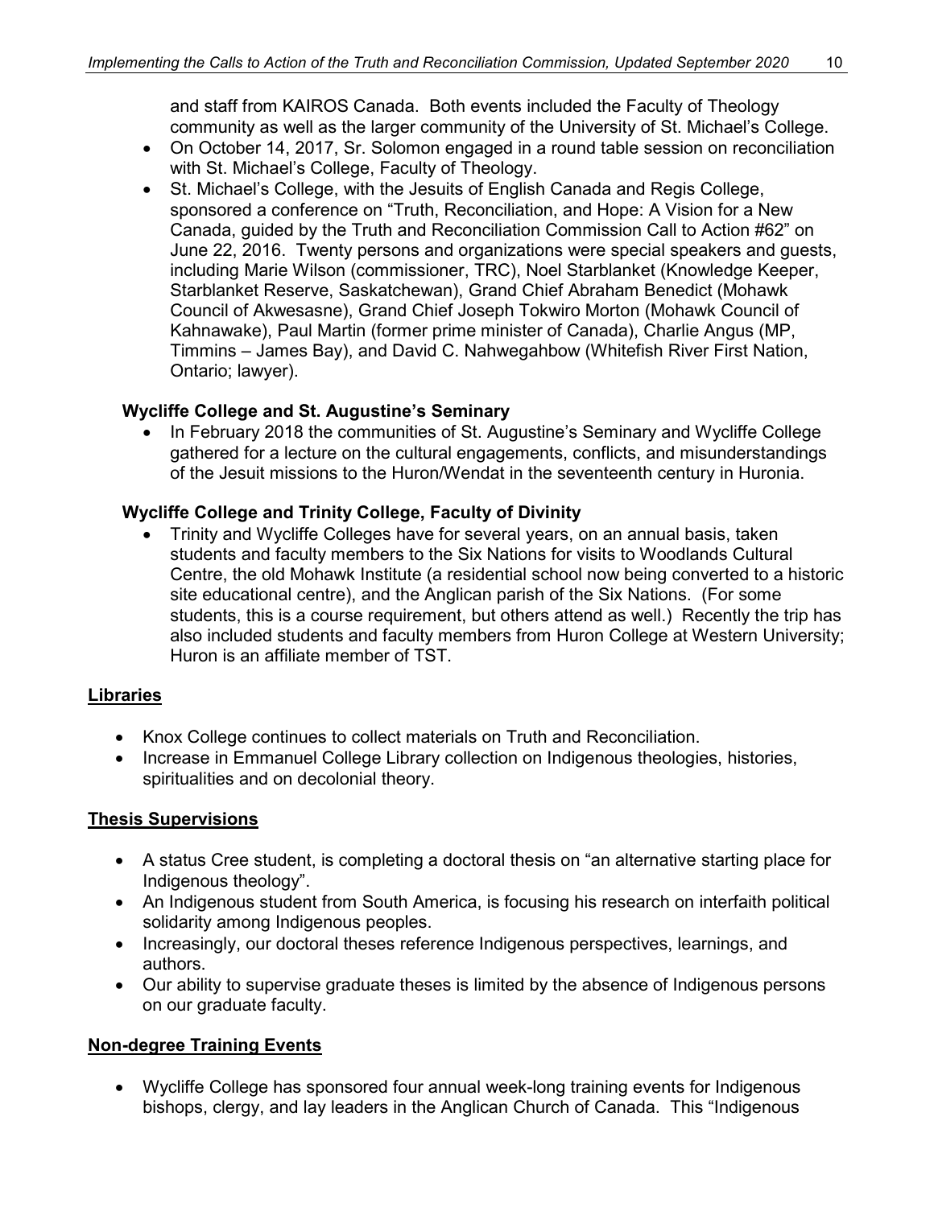and staff from KAIROS Canada. Both events included the Faculty of Theology community as well as the larger community of the University of St. Michael's College.

- On October 14, 2017, Sr. Solomon engaged in a round table session on reconciliation with St. Michael's College, Faculty of Theology.
- St. Michael's College, with the Jesuits of English Canada and Regis College, sponsored a conference on "Truth, Reconciliation, and Hope: A Vision for a New Canada, guided by the Truth and Reconciliation Commission Call to Action #62" on June 22, 2016. Twenty persons and organizations were special speakers and guests, including Marie Wilson (commissioner, TRC), Noel Starblanket (Knowledge Keeper, Starblanket Reserve, Saskatchewan), Grand Chief Abraham Benedict (Mohawk Council of Akwesasne), Grand Chief Joseph Tokwiro Morton (Mohawk Council of Kahnawake), Paul Martin (former prime minister of Canada), Charlie Angus (MP, Timmins – James Bay), and David C. Nahwegahbow (Whitefish River First Nation, Ontario; lawyer).

**Wycliffe College and St. Augustine's Seminary**

- In February 2018 the communities of St. Augustine's Seminary and Wycliffe College gathered for a lecture on the cultural engagements, conflicts, and misunderstandings of the Jesuit missions to the Huron/Wendat in the seventeenth century in Huronia.

**Wycliffe College and Trinity College, Faculty of Divinity**

- Trinity and Wycliffe Colleges have for several years, on an annual basis, taken students and faculty members to the Six Nations for visits to Woodlands Cultural Centre, the old Mohawk Institute (a residential school now being converted to a historic site educational centre), and the Anglican parish of the Six Nations. (For some students, this is a course requirement, but others attend as well.) Recently the trip has also included students and faculty members from Huron College at Western University; Huron is an affiliate member of TST.

## <u>Libraries</u>

- Knox College continues to collect materials on Truth and Reconciliation.
- Increase in Emmanuel College Library collection on Indigenous theologies, histories, spiritualities and on decolonial theory.

## <u>Thesis Supervisions</u>

- A status Cree student, is completing a doctoral thesis on "an alternative starting place for Indigenous theology".
- An Indigenous student from South America, is focusing his research on interfaith political solidarity among Indigenous peoples.
- Increasingly, our doctoral theses reference Indigenous perspectives, learnings, and authors.
- Our ability to supervise graduate theses is limited by the absence of Indigenous persons on our graduate faculty.

## <u>Non-degree Training Events</u>

- Wycliffe College has sponsored four annual week-long training events for Indigenous bishops, clergy, and lay leaders in the Anglican Church of Canada. This "Indigenous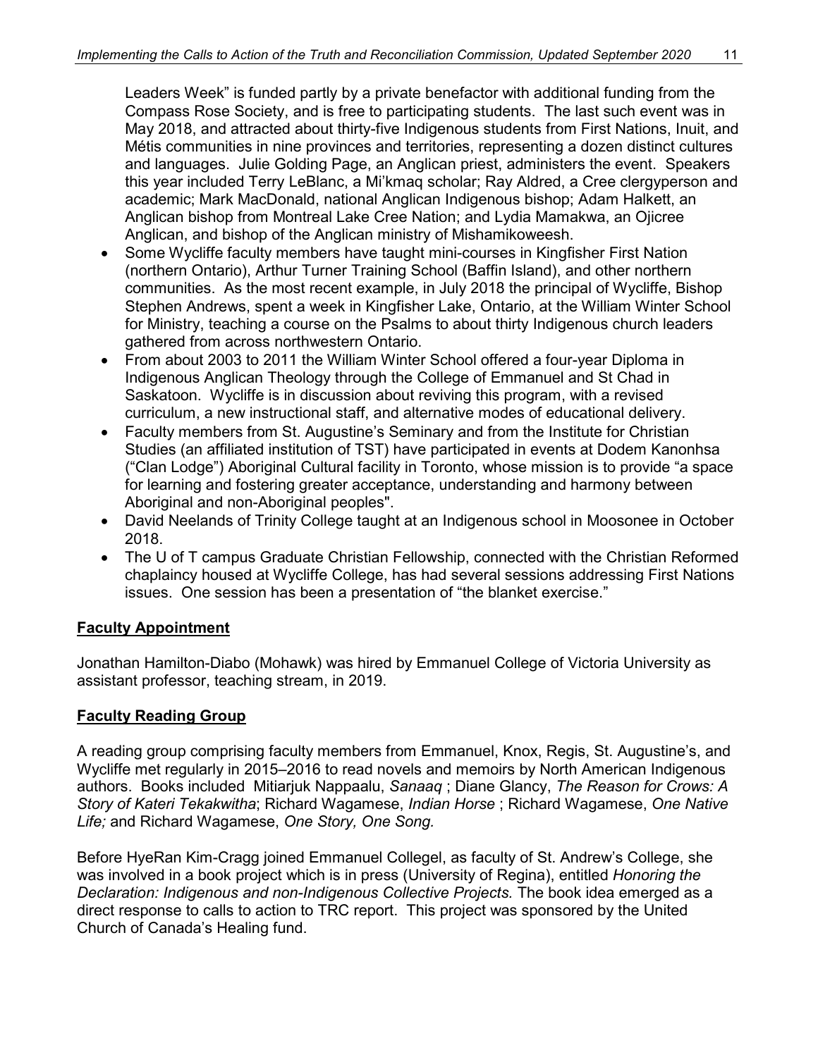Leaders Week" is funded partly by a private benefactor with additional funding from the Compass Rose Society, and is free to participating students. The last such event was in May 2018, and attracted about thirty-five Indigenous students from First Nations, Inuit, and Métis communities in nine provinces and territories, representing a dozen distinct cultures and languages. Julie Golding Page, an Anglican priest, administers the event. Speakers this year included Terry LeBlanc, a Mi'kmaq scholar; Ray Aldred, a Cree clergyperson and academic; Mark MacDonald, national Anglican Indigenous bishop; Adam Halkett, an Anglican bishop from Montreal Lake Cree Nation; and Lydia Mamakwa, an Ojicree Anglican, and bishop of the Anglican ministry of Mishamikoweesh.

- Some Wycliffe faculty members have taught mini-courses in Kingfisher First Nation (northern Ontario), Arthur Turner Training School (Baffin Island), and other northern communities. As the most recent example, in July 2018 the principal of Wycliffe, Bishop Stephen Andrews, spent a week in Kingfisher Lake, Ontario, at the William Winter School for Ministry, teaching a course on the Psalms to about thirty Indigenous church leaders gathered from across northwestern Ontario.
- From about 2003 to 2011 the William Winter School offered a four-year Diploma in Indigenous Anglican Theology through the College of Emmanuel and St Chad in Saskatoon. Wycliffe is in discussion about reviving this program, with a revised curriculum, a new instructional staff, and alternative modes of educational delivery.
- Faculty members from St. Augustine's Seminary and from the Institute for Christian Studies (an affiliated institution of TST) have participated in events at Dodem Kanonhsa ("Clan Lodge") Aboriginal Cultural facility in Toronto, whose mission is to provide "a space for learning and fostering greater acceptance, understanding and harmony between Aboriginal and non-Aboriginal peoples".
- David Neelands of Trinity College taught at an Indigenous school in Moosonee in October 2018.
- The U of T campus Graduate Christian Fellowship, connected with the Christian Reformed chaplaincy housed at Wycliffe College, has had several sessions addressing First Nations issues. One session has been a presentation of "the blanket exercise."

**Faculty Appointment**

Jonathan Hamilton-Diabo (Mohawk) was hired by Emmanuel College of Victoria University as assistant professor, teaching stream, in 2019.

**Faculty Reading Group**

A reading group comprising faculty members from Emmanuel, Knox, Regis, St. Augustine's, and Wycliffe met regularly in 2015–2016 to read novels and memoirs by North American Indigenous authors. Books included Mitiarjuk Nappaalu, *Sanaaq* ; Diane Glancy, *The Reason for Crows: A Story of Kateri Tekakwitha*; Richard Wagamese, *Indian Horse* ; Richard Wagamese, *One Native Life;* and Richard Wagamese, *One Story, One Song.*

Before HyeRan Kim-Cragg joined Emmanuel Collegel, as faculty of St. Andrew's College, she was involved in a book project which is in press (University of Regina), entitled *Honoring the Declaration: Indigenous and non-Indigenous Collective Projects.* The book idea emerged as a direct response to calls to action to TRC report. This project was sponsored by the United Church of Canada's Healing fund.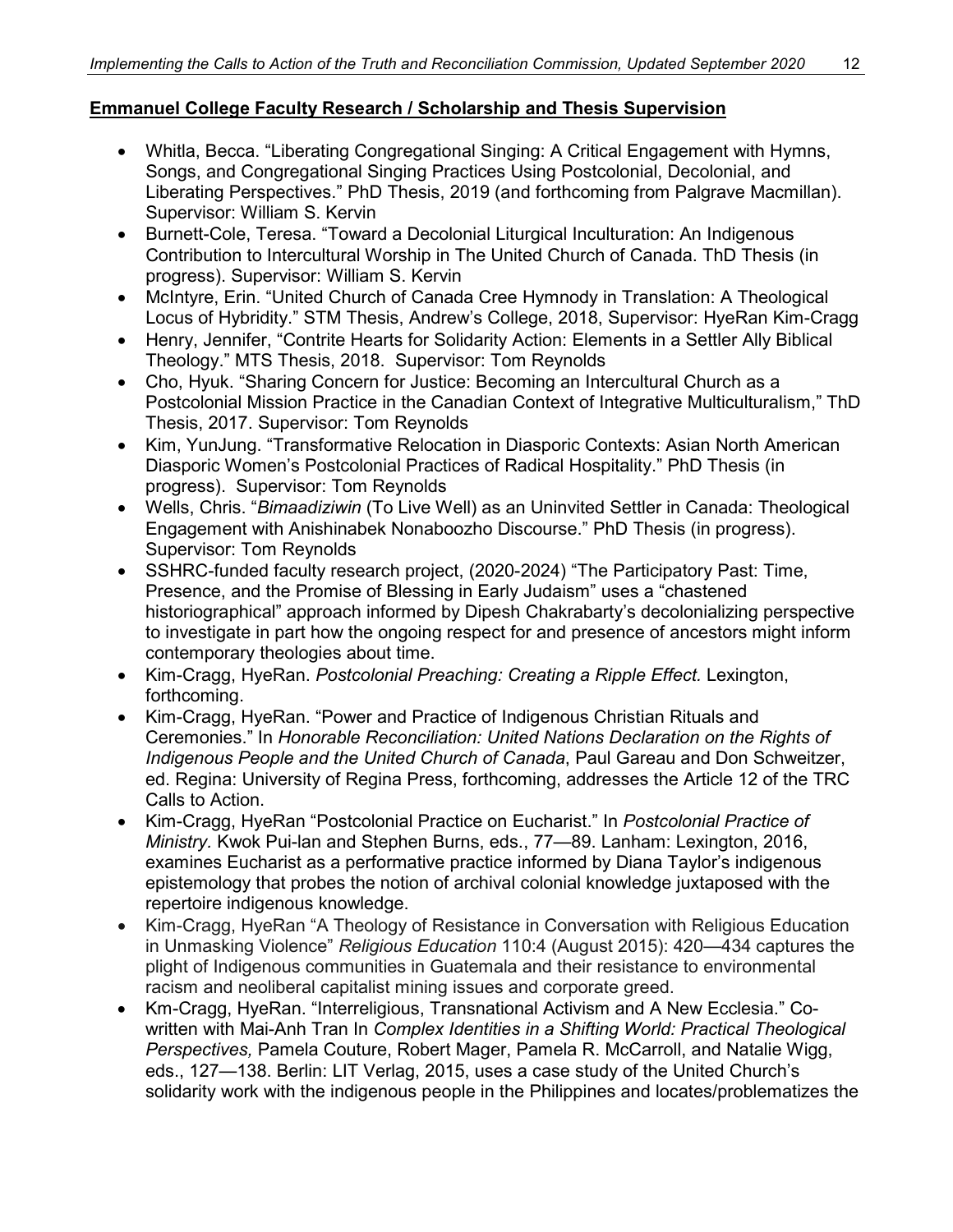**Emmanuel College Faculty Research / Scholarship and Thesis Supervision**

- Whitla, Becca. "Liberating Congregational Singing: A Critical Engagement with Hymns, Songs, and Congregational Singing Practices Using Postcolonial, Decolonial, and Liberating Perspectives." PhD Thesis, 2019 (and forthcoming from Palgrave Macmillan). Supervisor: William S. Kervin
- Burnett-Cole, Teresa. "Toward a Decolonial Liturgical Inculturation: An Indigenous Contribution to Intercultural Worship in The United Church of Canada. ThD Thesis (in progress). Supervisor: William S. Kervin
- McIntyre, Erin. "United Church of Canada Cree Hymnody in Translation: A Theological Locus of Hybridity." STM Thesis, Andrew's College, 2018, Supervisor: HyeRan Kim-Cragg
- Henry, Jennifer, "Contrite Hearts for Solidarity Action: Elements in a Settler Ally Biblical Theology." MTS Thesis, 2018. Supervisor: Tom Reynolds
- Cho, Hyuk. "Sharing Concern for Justice: Becoming an Intercultural Church as a Postcolonial Mission Practice in the Canadian Context of Integrative Multiculturalism," ThD Thesis, 2017. Supervisor: Tom Reynolds
- Kim, YunJung. "Transformative Relocation in Diasporic Contexts: Asian North American Diasporic Women's Postcolonial Practices of Radical Hospitality." PhD Thesis (in progress). Supervisor: Tom Reynolds
- Wells, Chris. "*Bimaadiziwin* (To Live Well) as an Uninvited Settler in Canada: Theological Engagement with Anishinabek Nonaboozho Discourse." PhD Thesis (in progress). Supervisor: Tom Reynolds
- SSHRC-funded faculty research project, (2020-2024) "The Participatory Past: Time, Presence, and the Promise of Blessing in Early Judaism" uses a "chastened historiographical" approach informed by Dipesh Chakrabarty's decolonializing perspective to investigate in part how the ongoing respect for and presence of ancestors might inform contemporary theologies about time.
- Kim-Cragg, HyeRan. *Postcolonial Preaching: Creating a Ripple Effect.* Lexington, forthcoming.
- Kim-Cragg, HyeRan. "Power and Practice of Indigenous Christian Rituals and Ceremonies." In *Honorable Reconciliation: United Nations Declaration on the Rights of Indigenous People and the United Church of Canada*, Paul Gareau and Don Schweitzer, ed. Regina: University of Regina Press, forthcoming, addresses the Article 12 of the TRC Calls to Action.
- Kim-Cragg, HyeRan "Postcolonial Practice on Eucharist." In *Postcolonial Practice of Ministry.* Kwok Pui-lan and Stephen Burns, eds., 77—89. Lanham: Lexington, 2016, examines Eucharist as a performative practice informed by Diana Taylor's indigenous epistemology that probes the notion of archival colonial knowledge juxtaposed with the repertoire indigenous knowledge.
- Kim-Cragg, HyeRan "A Theology of Resistance in Conversation with Religious Education in Unmasking Violence" *Religious Education* 110:4 (August 2015): 420—434 captures the plight of Indigenous communities in Guatemala and their resistance to environmental racism and neoliberal capitalist mining issues and corporate greed.
- Km-Cragg, HyeRan. "Interreligious, Transnational Activism and A New Ecclesia." Co-written with Mai-Anh Tran In *Complex Identities in a Shifting World: Practical Theological Perspectives,* Pamela Couture, Robert Mager, Pamela R. McCarroll, and Natalie Wigg, eds., 127—138. Berlin: LIT Verlag, 2015, uses a case study of the United Church's solidarity work with the indigenous people in the Philippines and locates/problematizes the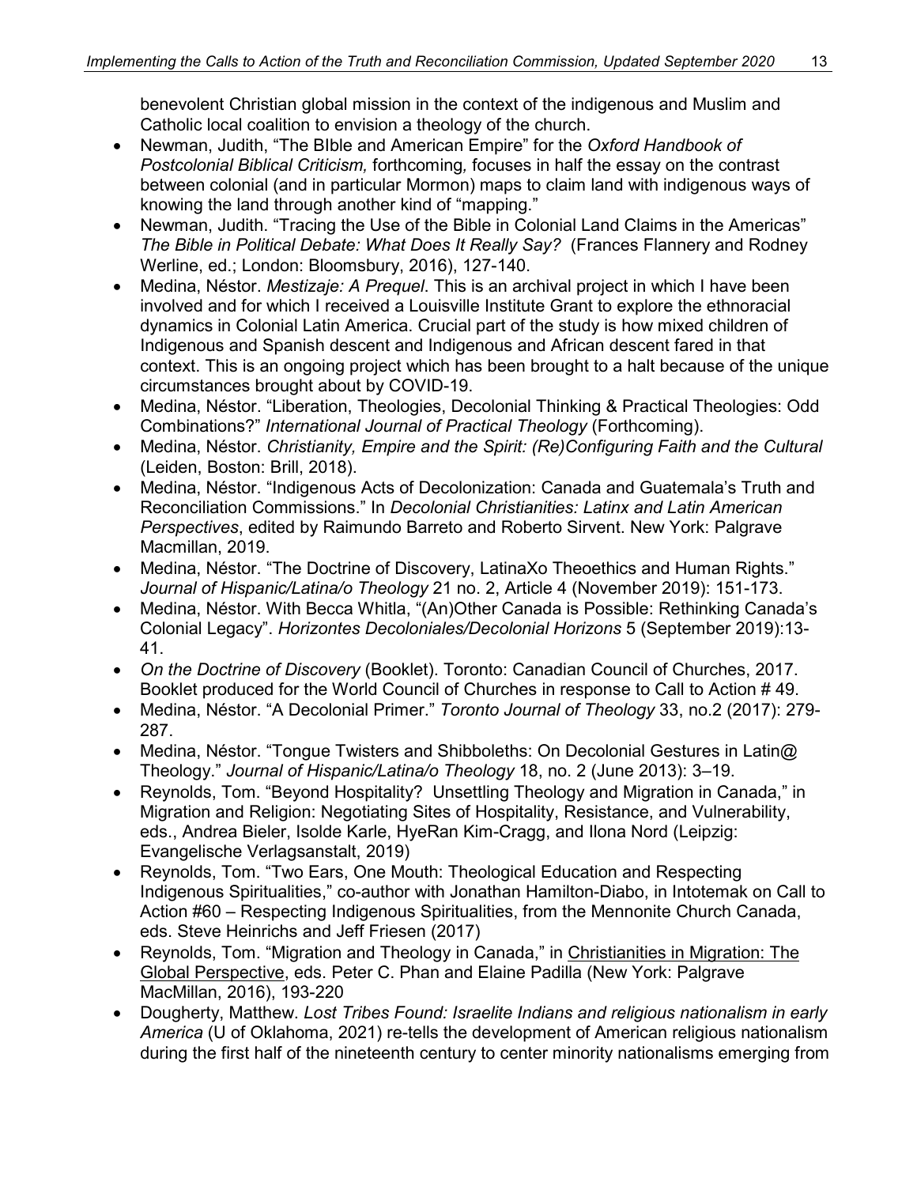benevolent Christian global mission in the context of the indigenous and Muslim and Catholic local coalition to envision a theology of the church.

- Newman, Judith, "The BIble and American Empire" for the *Oxford Handbook of Postcolonial Biblical Criticism,* forthcoming*,* focuses in half the essay on the contrast between colonial (and in particular Mormon) maps to claim land with indigenous ways of knowing the land through another kind of "mapping."
- Newman, Judith. "Tracing the Use of the Bible in Colonial Land Claims in the Americas" *The Bible in Political Debate: What Does It Really Say?* (Frances Flannery and Rodney Werline, ed.; London: Bloomsbury, 2016), 127-140.
- Medina, Néstor. *Mestizaje: A Prequel*. This is an archival project in which I have been involved and for which I received a Louisville Institute Grant to explore the ethnoracial dynamics in Colonial Latin America. Crucial part of the study is how mixed children of Indigenous and Spanish descent and Indigenous and African descent fared in that context. This is an ongoing project which has been brought to a halt because of the unique circumstances brought about by COVID-19.
- Medina, Néstor. "Liberation, Theologies, Decolonial Thinking & Practical Theologies: Odd Combinations?" *International Journal of Practical Theology* (Forthcoming).
- Medina, Néstor. *Christianity, Empire and the Spirit: (Re)Configuring Faith and the Cultural* (Leiden, Boston: Brill, 2018).
- Medina, Néstor. "Indigenous Acts of Decolonization: Canada and Guatemala's Truth and Reconciliation Commissions." In *Decolonial Christianities: Latinx and Latin American Perspectives*, edited by Raimundo Barreto and Roberto Sirvent. New York: Palgrave Macmillan, 2019.
- Medina, Néstor. "The Doctrine of Discovery, LatinaXo Theoethics and Human Rights." *Journal of Hispanic/Latina/o Theology* 21 no. 2, Article 4 (November 2019): 151-173.
- Medina, Néstor. With Becca Whitla, "(An)Other Canada is Possible: Rethinking Canada's Colonial Legacy". *Horizontes Decoloniales/Decolonial Horizons* 5 (September 2019):13-41.
- *On the Doctrine of Discovery* (Booklet). Toronto: Canadian Council of Churches, 2017. Booklet produced for the World Council of Churches in response to Call to Action # 49.
- Medina, Néstor. "A Decolonial Primer." *Toronto Journal of Theology* 33, no.2 (2017): 279-287.
- Medina, Néstor. "Tongue Twisters and Shibboleths: On Decolonial Gestures in Latin@ Theology." *Journal of Hispanic/Latina/o Theology* 18, no. 2 (June 2013): 3–19.
- Reynolds, Tom. "Beyond Hospitality? Unsettling Theology and Migration in Canada," in Migration and Religion: Negotiating Sites of Hospitality, Resistance, and Vulnerability, eds., Andrea Bieler, Isolde Karle, HyeRan Kim-Cragg, and Ilona Nord (Leipzig: Evangelische Verlagsanstalt, 2019)
- Reynolds, Tom. "Two Ears, One Mouth: Theological Education and Respecting Indigenous Spiritualities," co-author with Jonathan Hamilton-Diabo, in Intotemak on Call to Action #60 – Respecting Indigenous Spiritualities, from the Mennonite Church Canada, eds. Steve Heinrichs and Jeff Friesen (2017)
- Reynolds, Tom. "Migration and Theology in Canada," in Christianities in Migration: The Global Perspective, eds. Peter C. Phan and Elaine Padilla (New York: Palgrave MacMillan, 2016), 193-220
- Dougherty, Matthew. *Lost Tribes Found: Israelite Indians and religious nationalism in early America* (U of Oklahoma, 2021) re-tells the development of American religious nationalism during the first half of the nineteenth century to center minority nationalisms emerging from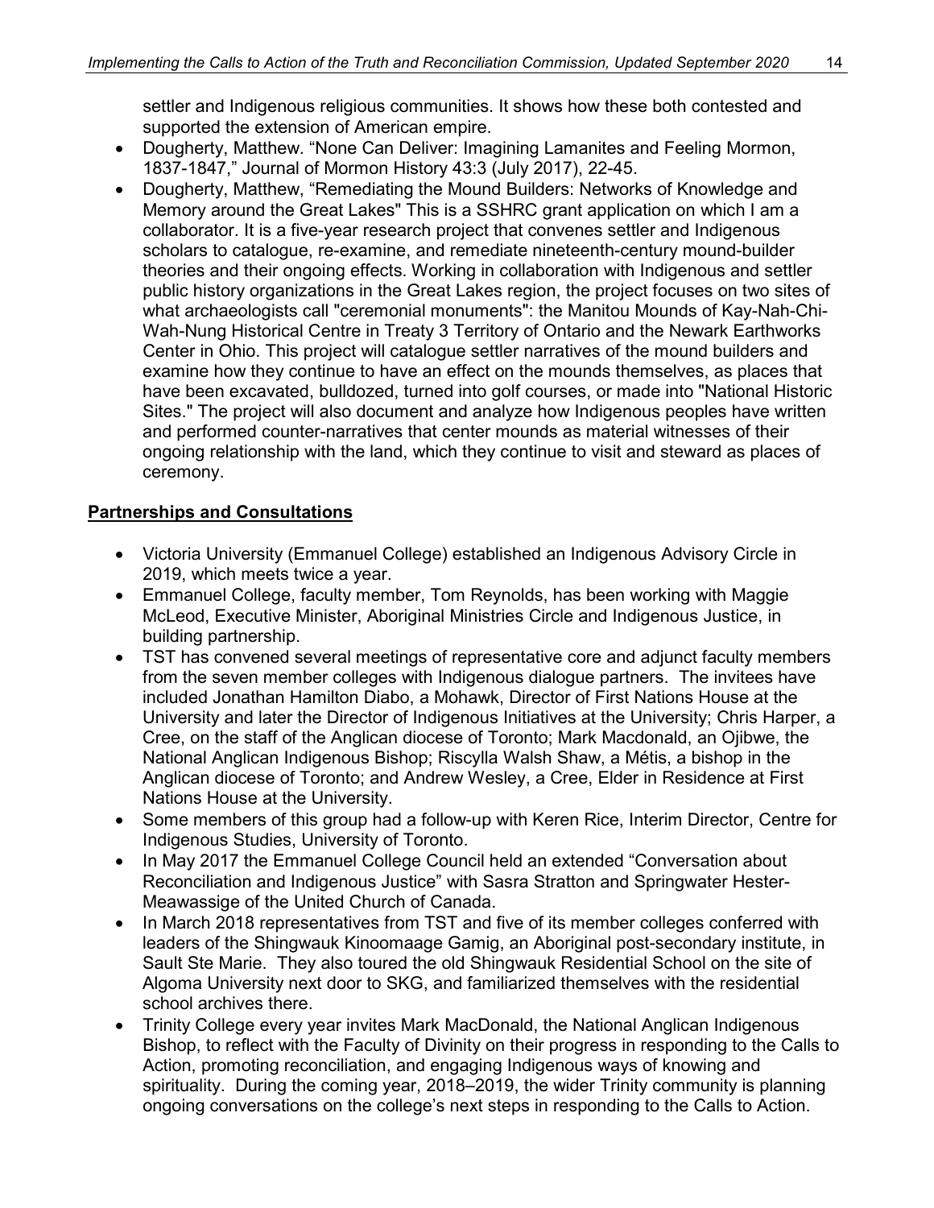settler and Indigenous religious communities. It shows how these both contested and supported the extension of American empire.

- Dougherty, Matthew. "None Can Deliver: Imagining Lamanites and Feeling Mormon, 1837-1847," Journal of Mormon History 43:3 (July 2017), 22-45.
- Dougherty, Matthew, "Remediating the Mound Builders: Networks of Knowledge and Memory around the Great Lakes" This is a SSHRC grant application on which I am a collaborator. It is a five-year research project that convenes settler and Indigenous scholars to catalogue, re-examine, and remediate nineteenth-century mound-builder theories and their ongoing effects. Working in collaboration with Indigenous and settler public history organizations in the Great Lakes region, the project focuses on two sites of what archaeologists call "ceremonial monuments": the Manitou Mounds of Kay-Nah-Chi-Wah-Nung Historical Centre in Treaty 3 Territory of Ontario and the Newark Earthworks Center in Ohio. This project will catalogue settler narratives of the mound builders and examine how they continue to have an effect on the mounds themselves, as places that have been excavated, bulldozed, turned into golf courses, or made into "National Historic Sites." The project will also document and analyze how Indigenous peoples have written and performed counter-narratives that center mounds as material witnesses of their ongoing relationship with the land, which they continue to visit and steward as places of ceremony.

**Partnerships and Consultations**

- Victoria University (Emmanuel College) established an Indigenous Advisory Circle in 2019, which meets twice a year.
- Emmanuel College, faculty member, Tom Reynolds, has been working with Maggie McLeod, Executive Minister, Aboriginal Ministries Circle and Indigenous Justice, in building partnership.
- TST has convened several meetings of representative core and adjunct faculty members from the seven member colleges with Indigenous dialogue partners. The invitees have included Jonathan Hamilton Diabo, a Mohawk, Director of First Nations House at the University and later the Director of Indigenous Initiatives at the University; Chris Harper, a Cree, on the staff of the Anglican diocese of Toronto; Mark Macdonald, an Ojibwe, the National Anglican Indigenous Bishop; Riscylla Walsh Shaw, a Métis, a bishop in the Anglican diocese of Toronto; and Andrew Wesley, a Cree, Elder in Residence at First Nations House at the University.
- Some members of this group had a follow-up with Keren Rice, Interim Director, Centre for Indigenous Studies, University of Toronto.
- In May 2017 the Emmanuel College Council held an extended "Conversation about Reconciliation and Indigenous Justice" with Sasra Stratton and Springwater Hester-Meawassige of the United Church of Canada.
- In March 2018 representatives from TST and five of its member colleges conferred with leaders of the Shingwauk Kinoomaage Gamig, an Aboriginal post-secondary institute, in Sault Ste Marie. They also toured the old Shingwauk Residential School on the site of Algoma University next door to SKG, and familiarized themselves with the residential school archives there.
- Trinity College every year invites Mark MacDonald, the National Anglican Indigenous Bishop, to reflect with the Faculty of Divinity on their progress in responding to the Calls to Action, promoting reconciliation, and engaging Indigenous ways of knowing and spirituality. During the coming year, 2018–2019, the wider Trinity community is planning ongoing conversations on the college's next steps in responding to the Calls to Action.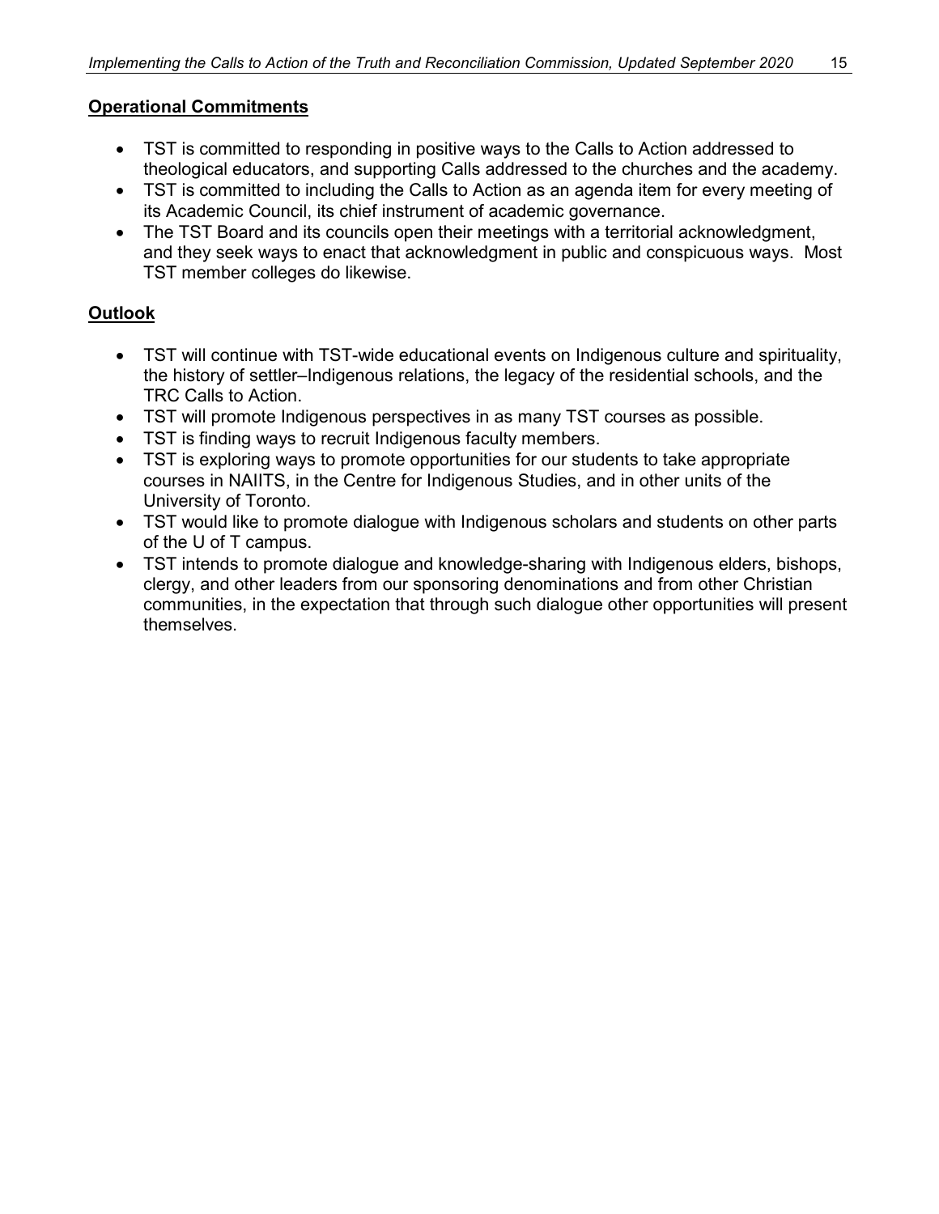**Operational Commitments**

- TST is committed to responding in positive ways to the Calls to Action addressed to theological educators, and supporting Calls addressed to the churches and the academy.
- TST is committed to including the Calls to Action as an agenda item for every meeting of its Academic Council, its chief instrument of academic governance.
- The TST Board and its councils open their meetings with a territorial acknowledgment, and they seek ways to enact that acknowledgment in public and conspicuous ways. Most TST member colleges do likewise.

**Outlook**

- TST will continue with TST-wide educational events on Indigenous culture and spirituality, the history of settler–Indigenous relations, the legacy of the residential schools, and the TRC Calls to Action.
- TST will promote Indigenous perspectives in as many TST courses as possible.
- TST is finding ways to recruit Indigenous faculty members.
- TST is exploring ways to promote opportunities for our students to take appropriate courses in NAIITS, in the Centre for Indigenous Studies, and in other units of the University of Toronto.
- TST would like to promote dialogue with Indigenous scholars and students on other parts of the U of T campus.
- TST intends to promote dialogue and knowledge-sharing with Indigenous elders, bishops, clergy, and other leaders from our sponsoring denominations and from other Christian communities, in the expectation that through such dialogue other opportunities will present themselves.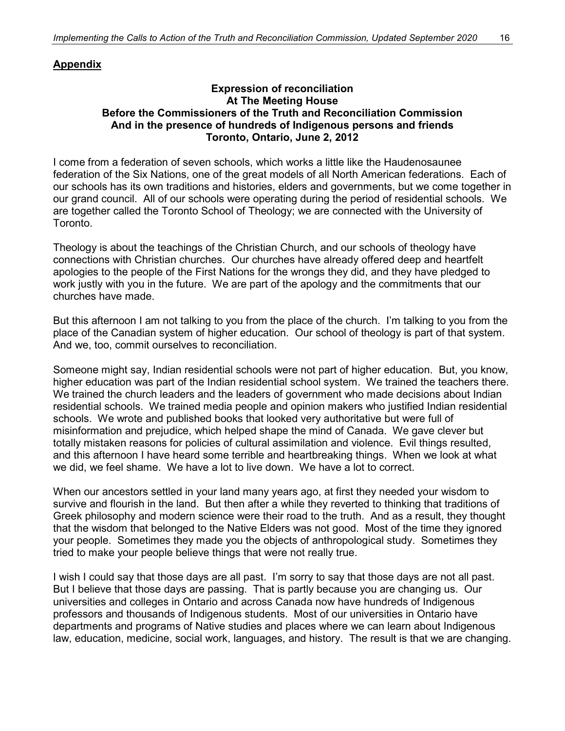## **Appendix**

**Expression of reconciliation**
**At The Meeting House**
**Before the Commissioners of the Truth and Reconciliation Commission**
**And in the presence of hundreds of Indigenous persons and friends**
**Toronto, Ontario, June 2, 2012**

I come from a federation of seven schools, which works a little like the Haudenosaunee federation of the Six Nations, one of the great models of all North American federations. Each of our schools has its own traditions and histories, elders and governments, but we come together in our grand council. All of our schools were operating during the period of residential schools. We are together called the Toronto School of Theology; we are connected with the University of Toronto.

Theology is about the teachings of the Christian Church, and our schools of theology have connections with Christian churches. Our churches have already offered deep and heartfelt apologies to the people of the First Nations for the wrongs they did, and they have pledged to work justly with you in the future. We are part of the apology and the commitments that our churches have made.

But this afternoon I am not talking to you from the place of the church. I'm talking to you from the place of the Canadian system of higher education. Our school of theology is part of that system. And we, too, commit ourselves to reconciliation.

Someone might say, Indian residential schools were not part of higher education. But, you know, higher education was part of the Indian residential school system. We trained the teachers there. We trained the church leaders and the leaders of government who made decisions about Indian residential schools. We trained media people and opinion makers who justified Indian residential schools. We wrote and published books that looked very authoritative but were full of misinformation and prejudice, which helped shape the mind of Canada. We gave clever but totally mistaken reasons for policies of cultural assimilation and violence. Evil things resulted, and this afternoon I have heard some terrible and heartbreaking things. When we look at what we did, we feel shame. We have a lot to live down. We have a lot to correct.

When our ancestors settled in your land many years ago, at first they needed your wisdom to survive and flourish in the land. But then after a while they reverted to thinking that traditions of Greek philosophy and modern science were their road to the truth. And as a result, they thought that the wisdom that belonged to the Native Elders was not good. Most of the time they ignored your people. Sometimes they made you the objects of anthropological study. Sometimes they tried to make your people believe things that were not really true.

I wish I could say that those days are all past. I'm sorry to say that those days are not all past. But I believe that those days are passing. That is partly because you are changing us. Our universities and colleges in Ontario and across Canada now have hundreds of Indigenous professors and thousands of Indigenous students. Most of our universities in Ontario have departments and programs of Native studies and places where we can learn about Indigenous law, education, medicine, social work, languages, and history. The result is that we are changing.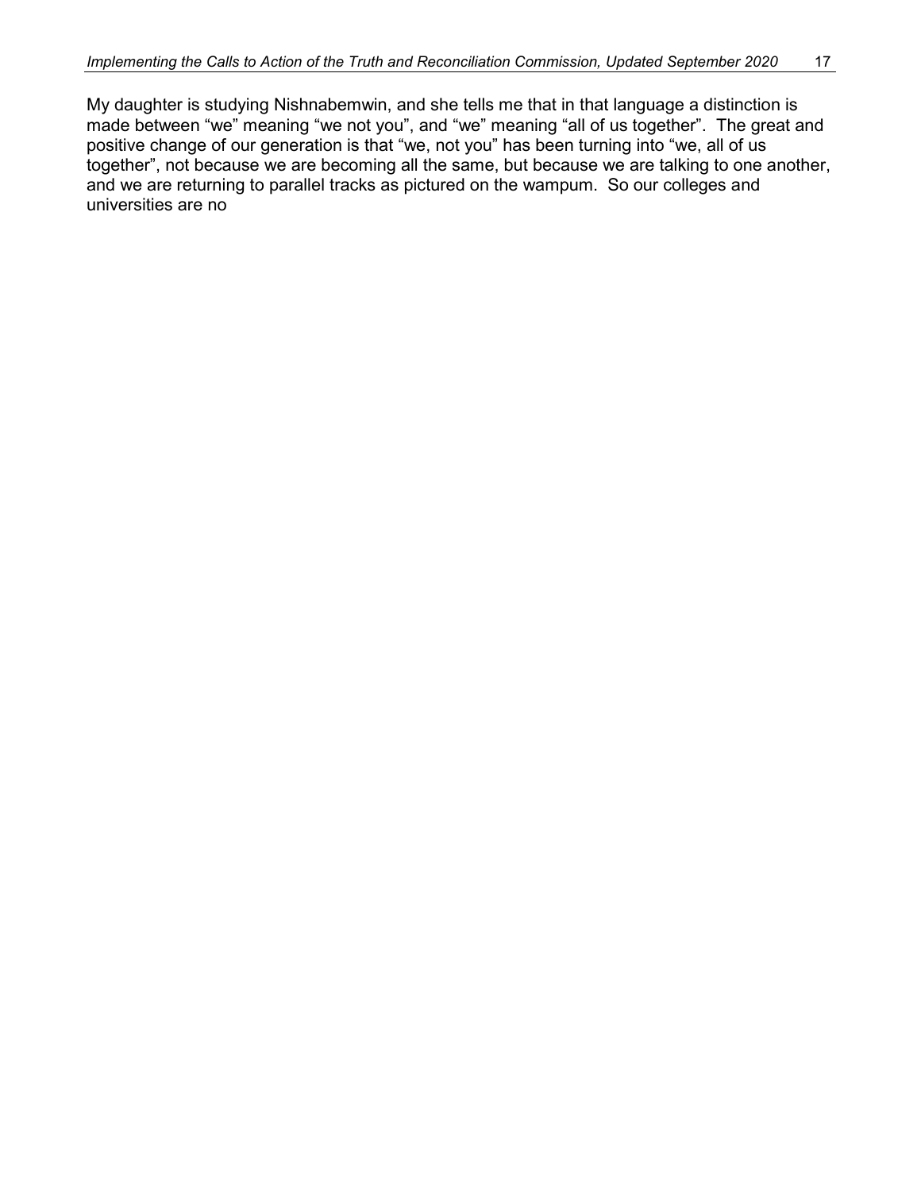My daughter is studying Nishnabemwin, and she tells me that in that language a distinction is made between “we” meaning “we not you”, and “we” meaning “all of us together”. The great and positive change of our generation is that “we, not you” has been turning into “we, all of us together”, not because we are becoming all the same, but because we are talking to one another, and we are returning to parallel tracks as pictured on the wampum. So our colleges and universities are no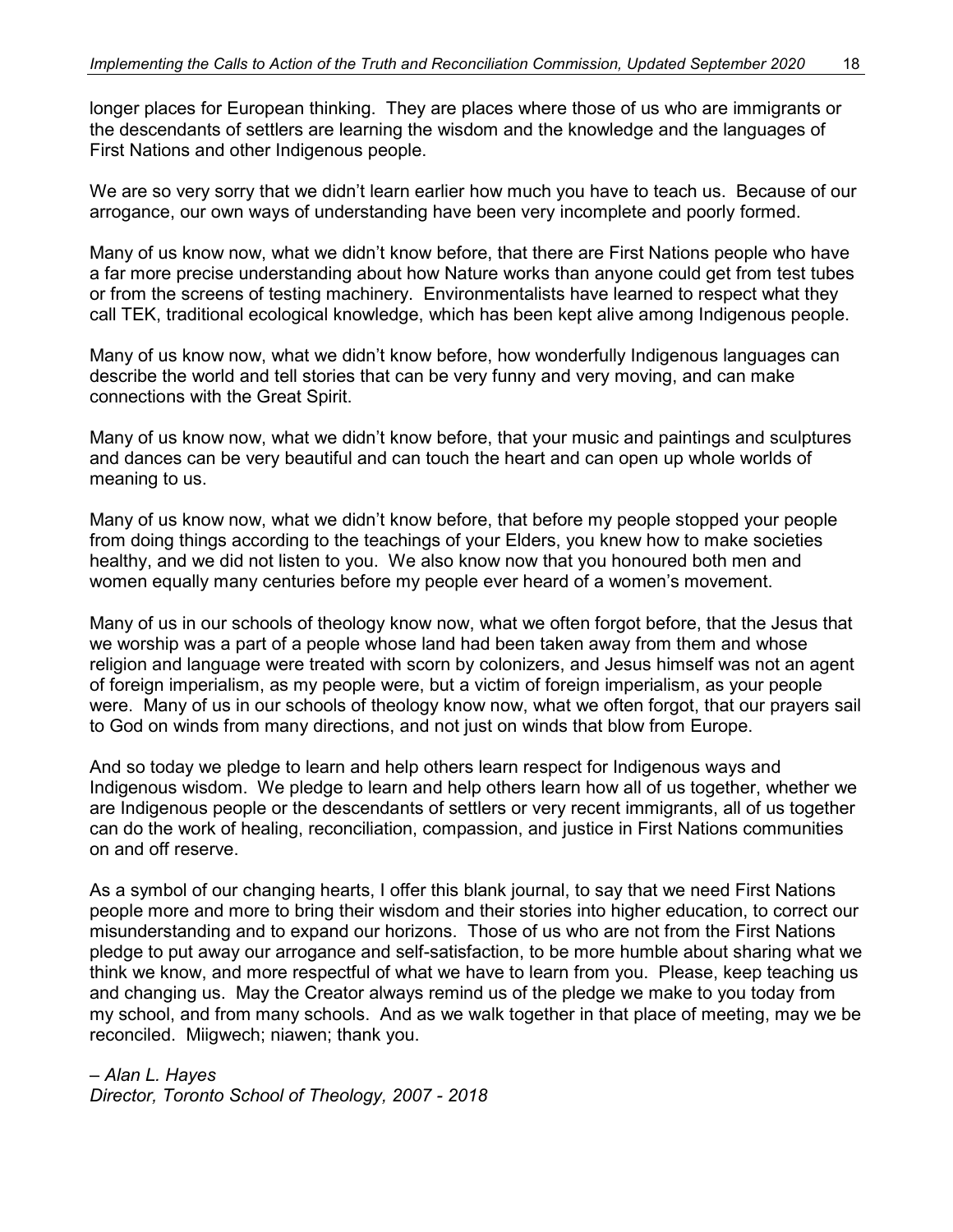longer places for European thinking. They are places where those of us who are immigrants or the descendants of settlers are learning the wisdom and the knowledge and the languages of First Nations and other Indigenous people.

We are so very sorry that we didn't learn earlier how much you have to teach us. Because of our arrogance, our own ways of understanding have been very incomplete and poorly formed.

Many of us know now, what we didn't know before, that there are First Nations people who have a far more precise understanding about how Nature works than anyone could get from test tubes or from the screens of testing machinery. Environmentalists have learned to respect what they call TEK, traditional ecological knowledge, which has been kept alive among Indigenous people.

Many of us know now, what we didn't know before, how wonderfully Indigenous languages can describe the world and tell stories that can be very funny and very moving, and can make connections with the Great Spirit.

Many of us know now, what we didn't know before, that your music and paintings and sculptures and dances can be very beautiful and can touch the heart and can open up whole worlds of meaning to us.

Many of us know now, what we didn't know before, that before my people stopped your people from doing things according to the teachings of your Elders, you knew how to make societies healthy, and we did not listen to you. We also know now that you honoured both men and women equally many centuries before my people ever heard of a women's movement.

Many of us in our schools of theology know now, what we often forgot before, that the Jesus that we worship was a part of a people whose land had been taken away from them and whose religion and language were treated with scorn by colonizers, and Jesus himself was not an agent of foreign imperialism, as my people were, but a victim of foreign imperialism, as your people were. Many of us in our schools of theology know now, what we often forgot, that our prayers sail to God on winds from many directions, and not just on winds that blow from Europe.

And so today we pledge to learn and help others learn respect for Indigenous ways and Indigenous wisdom. We pledge to learn and help others learn how all of us together, whether we are Indigenous people or the descendants of settlers or very recent immigrants, all of us together can do the work of healing, reconciliation, compassion, and justice in First Nations communities on and off reserve.

As a symbol of our changing hearts, I offer this blank journal, to say that we need First Nations people more and more to bring their wisdom and their stories into higher education, to correct our misunderstanding and to expand our horizons. Those of us who are not from the First Nations pledge to put away our arrogance and self-satisfaction, to be more humble about sharing what we think we know, and more respectful of what we have to learn from you. Please, keep teaching us and changing us. May the Creator always remind us of the pledge we make to you today from my school, and from many schools. And as we walk together in that place of meeting, may we be reconciled. Miigwech; niawen; thank you.

*– Alan L. Hayes*
*Director, Toronto School of Theology, 2007 - 2018*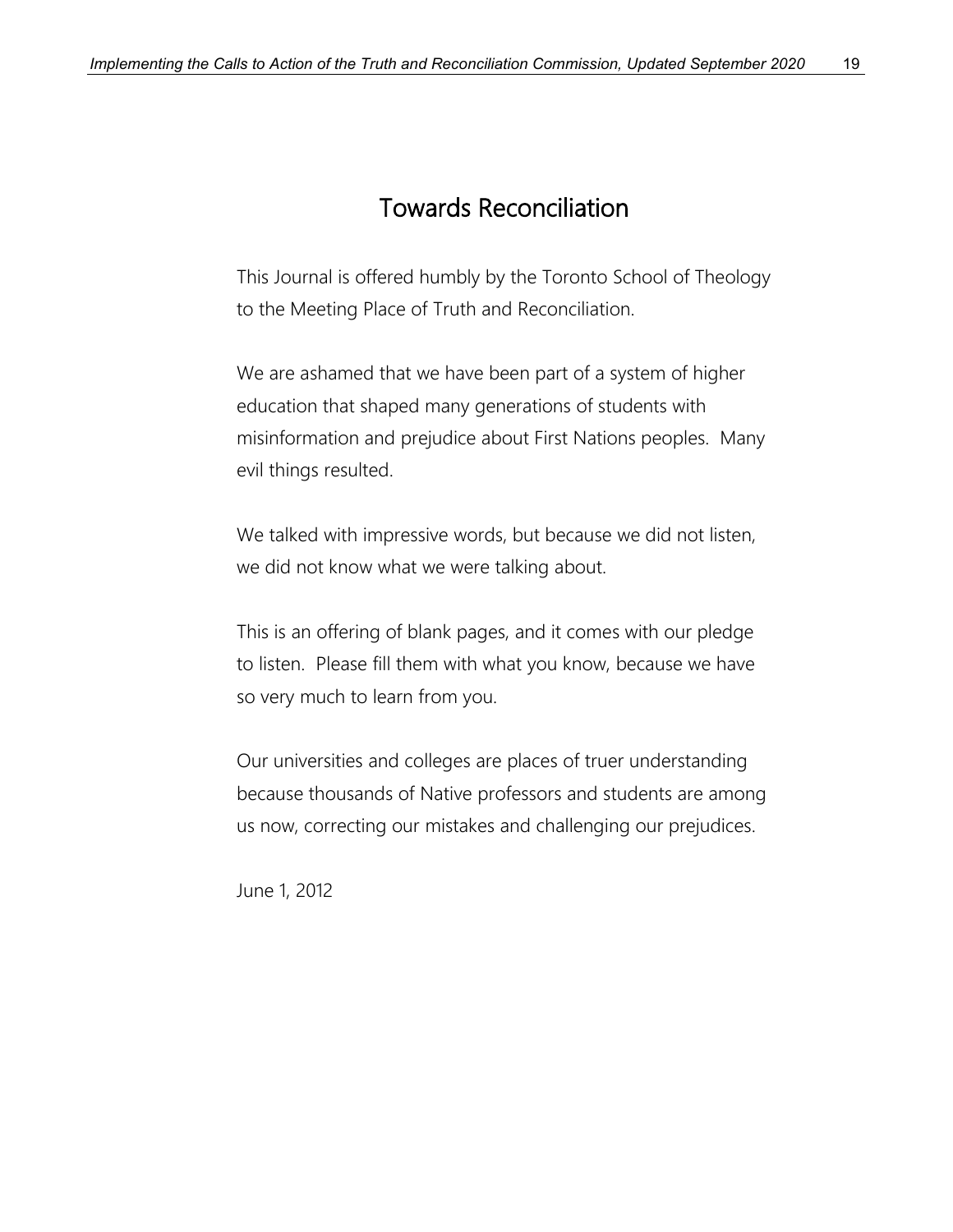# Towards Reconciliation

This Journal is offered humbly by the Toronto School of Theology to the Meeting Place of Truth and Reconciliation.

We are ashamed that we have been part of a system of higher education that shaped many generations of students with misinformation and prejudice about First Nations peoples. Many evil things resulted.

We talked with impressive words, but because we did not listen, we did not know what we were talking about.

This is an offering of blank pages, and it comes with our pledge to listen. Please fill them with what you know, because we have so very much to learn from you.

Our universities and colleges are places of truer understanding because thousands of Native professors and students are among us now, correcting our mistakes and challenging our prejudices.

June 1, 2012